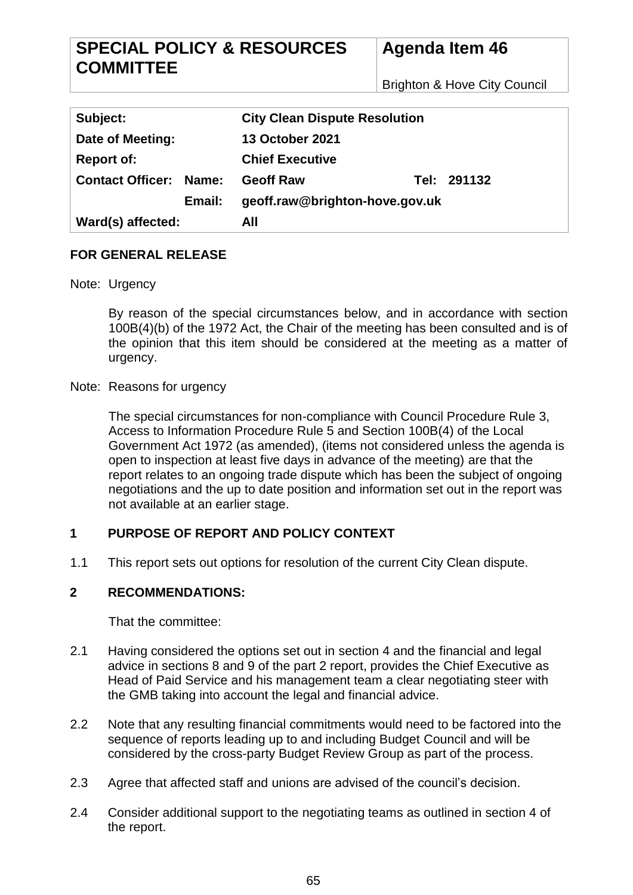| SPECIAL POLICY & RESOURCES COMMITTEE | Agenda Item 46<br><br>Brighton & Hove City Council |
|---|---|

| | | | |
|---|---|---|---|
| **Subject:** | **City Clean Dispute Resolution** | | |
| **Date of Meeting:** | **13 October 2021** | | |
| **Report of:** | **Chief Executive** | | |
| **Contact Officer: Name:** | **Geoff Raw** | **Tel:** | **291132** |
| **Email:** | **geoff.raw@brighton-hove.gov.uk** | | |
| **Ward(s) affected:** | **All** | | |

**FOR GENERAL RELEASE**

Note: Urgency

By reason of the special circumstances below, and in accordance with section 100B(4)(b) of the 1972 Act, the Chair of the meeting has been consulted and is of the opinion that this item should be considered at the meeting as a matter of urgency.

Note: Reasons for urgency

The special circumstances for non-compliance with Council Procedure Rule 3, Access to Information Procedure Rule 5 and Section 100B(4) of the Local Government Act 1972 (as amended), (items not considered unless the agenda is open to inspection at least five days in advance of the meeting) are that the report relates to an ongoing trade dispute which has been the subject of ongoing negotiations and the up to date position and information set out in the report was not available at an earlier stage.

## 1 PURPOSE OF REPORT AND POLICY CONTEXT

1.1 This report sets out options for resolution of the current City Clean dispute.

## 2 RECOMMENDATIONS:

That the committee:

2.1 Having considered the options set out in section 4 and the financial and legal advice in sections 8 and 9 of the part 2 report, provides the Chief Executive as Head of Paid Service and his management team a clear negotiating steer with the GMB taking into account the legal and financial advice.

2.2 Note that any resulting financial commitments would need to be factored into the sequence of reports leading up to and including Budget Council and will be considered by the cross-party Budget Review Group as part of the process.

2.3 Agree that affected staff and unions are advised of the council's decision.

2.4 Consider additional support to the negotiating teams as outlined in section 4 of the report.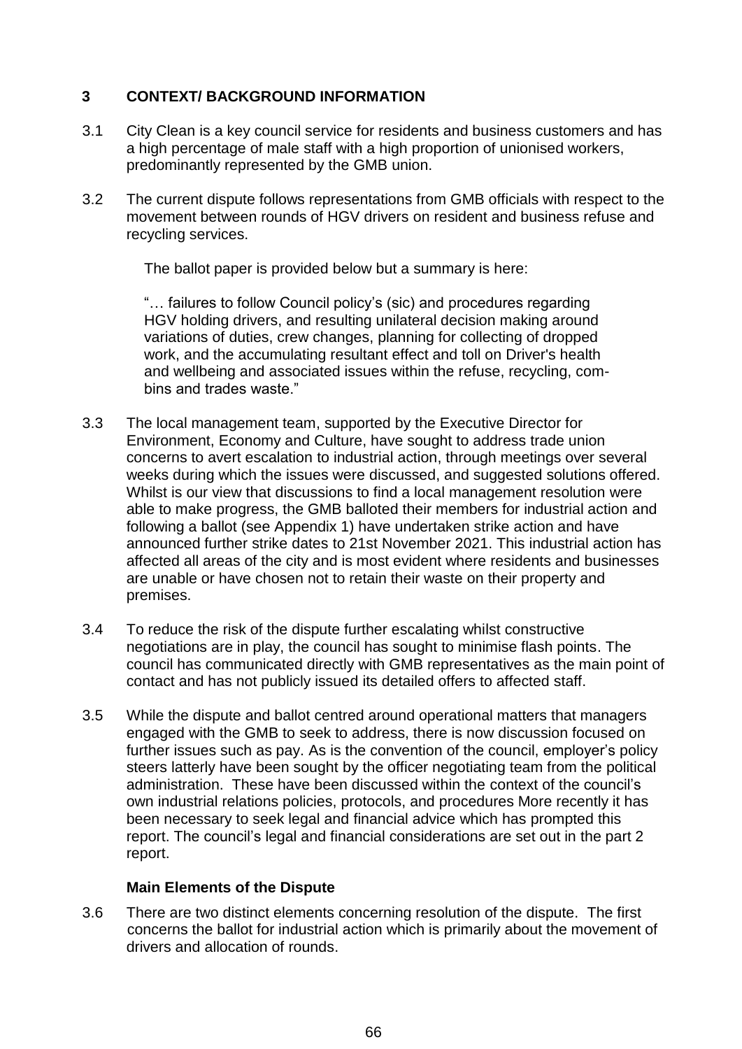## 3 CONTEXT/ BACKGROUND INFORMATION

3.1 City Clean is a key council service for residents and business customers and has a high percentage of male staff with a high proportion of unionised workers, predominantly represented by the GMB union.

3.2 The current dispute follows representations from GMB officials with respect to the movement between rounds of HGV drivers on resident and business refuse and recycling services.

The ballot paper is provided below but a summary is here:

"… failures to follow Council policy's (sic) and procedures regarding HGV holding drivers, and resulting unilateral decision making around variations of duties, crew changes, planning for collecting of dropped work, and the accumulating resultant effect and toll on Driver's health and wellbeing and associated issues within the refuse, recycling, com-bins and trades waste."

3.3 The local management team, supported by the Executive Director for Environment, Economy and Culture, have sought to address trade union concerns to avert escalation to industrial action, through meetings over several weeks during which the issues were discussed, and suggested solutions offered. Whilst is our view that discussions to find a local management resolution were able to make progress, the GMB balloted their members for industrial action and following a ballot (see Appendix 1) have undertaken strike action and have announced further strike dates to 21st November 2021. This industrial action has affected all areas of the city and is most evident where residents and businesses are unable or have chosen not to retain their waste on their property and premises.

3.4 To reduce the risk of the dispute further escalating whilst constructive negotiations are in play, the council has sought to minimise flash points. The council has communicated directly with GMB representatives as the main point of contact and has not publicly issued its detailed offers to affected staff.

3.5 While the dispute and ballot centred around operational matters that managers engaged with the GMB to seek to address, there is now discussion focused on further issues such as pay. As is the convention of the council, employer's policy steers latterly have been sought by the officer negotiating team from the political administration. These have been discussed within the context of the council's own industrial relations policies, protocols, and procedures More recently it has been necessary to seek legal and financial advice which has prompted this report. The council's legal and financial considerations are set out in the part 2 report.

### Main Elements of the Dispute

3.6 There are two distinct elements concerning resolution of the dispute. The first concerns the ballot for industrial action which is primarily about the movement of drivers and allocation of rounds.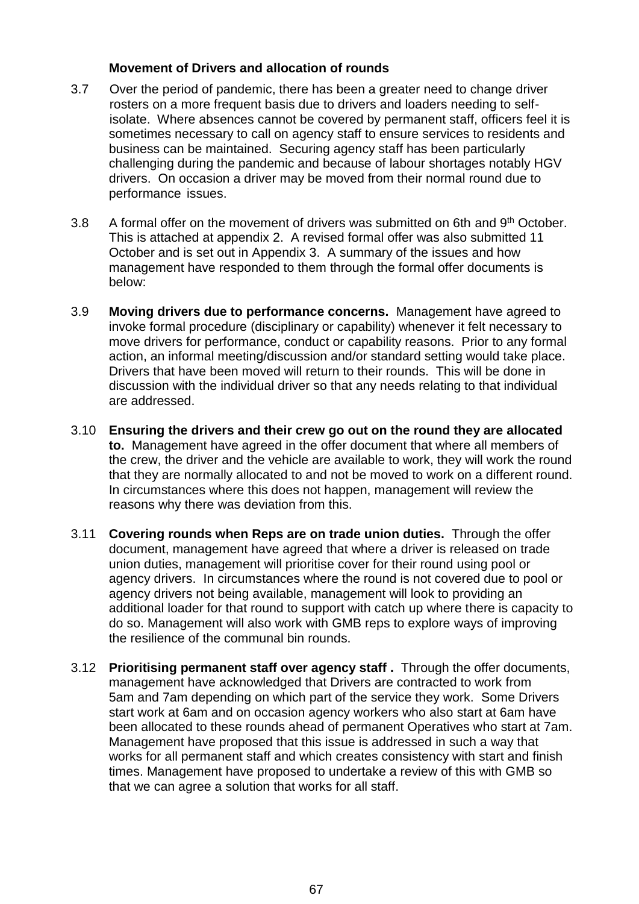**Movement of Drivers and allocation of rounds**

3.7 Over the period of pandemic, there has been a greater need to change driver rosters on a more frequent basis due to drivers and loaders needing to self-isolate. Where absences cannot be covered by permanent staff, officers feel it is sometimes necessary to call on agency staff to ensure services to residents and business can be maintained. Securing agency staff has been particularly challenging during the pandemic and because of labour shortages notably HGV drivers. On occasion a driver may be moved from their normal round due to performance issues.

3.8 A formal offer on the movement of drivers was submitted on 6th and 9th October. This is attached at appendix 2. A revised formal offer was also submitted 11 October and is set out in Appendix 3. A summary of the issues and how management have responded to them through the formal offer documents is below:

3.9 **Moving drivers due to performance concerns.** Management have agreed to invoke formal procedure (disciplinary or capability) whenever it felt necessary to move drivers for performance, conduct or capability reasons. Prior to any formal action, an informal meeting/discussion and/or standard setting would take place. Drivers that have been moved will return to their rounds. This will be done in discussion with the individual driver so that any needs relating to that individual are addressed.

3.10 **Ensuring the drivers and their crew go out on the round they are allocated to.** Management have agreed in the offer document that where all members of the crew, the driver and the vehicle are available to work, they will work the round that they are normally allocated to and not be moved to work on a different round. In circumstances where this does not happen, management will review the reasons why there was deviation from this.

3.11 **Covering rounds when Reps are on trade union duties.** Through the offer document, management have agreed that where a driver is released on trade union duties, management will prioritise cover for their round using pool or agency drivers. In circumstances where the round is not covered due to pool or agency drivers not being available, management will look to providing an additional loader for that round to support with catch up where there is capacity to do so. Management will also work with GMB reps to explore ways of improving the resilience of the communal bin rounds.

3.12 **Prioritising permanent staff over agency staff .** Through the offer documents, management have acknowledged that Drivers are contracted to work from 5am and 7am depending on which part of the service they work. Some Drivers start work at 6am and on occasion agency workers who also start at 6am have been allocated to these rounds ahead of permanent Operatives who start at 7am. Management have proposed that this issue is addressed in such a way that works for all permanent staff and which creates consistency with start and finish times. Management have proposed to undertake a review of this with GMB so that we can agree a solution that works for all staff.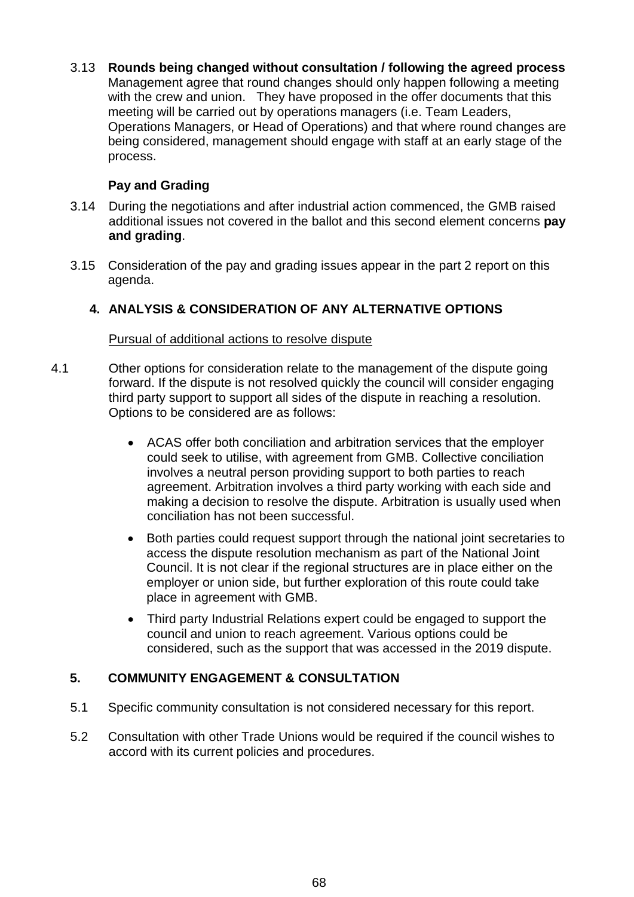3.13 **Rounds being changed without consultation / following the agreed process** Management agree that round changes should only happen following a meeting with the crew and union. They have proposed in the offer documents that this meeting will be carried out by operations managers (i.e. Team Leaders, Operations Managers, or Head of Operations) and that where round changes are being considered, management should engage with staff at an early stage of the process.

**Pay and Grading**

3.14 During the negotiations and after industrial action commenced, the GMB raised additional issues not covered in the ballot and this second element concerns **pay and grading**.

3.15 Consideration of the pay and grading issues appear in the part 2 report on this agenda.

## 4. ANALYSIS & CONSIDERATION OF ANY ALTERNATIVE OPTIONS

Pursual of additional actions to resolve dispute

4.1 Other options for consideration relate to the management of the dispute going forward. If the dispute is not resolved quickly the council will consider engaging third party support to support all sides of the dispute in reaching a resolution. Options to be considered are as follows:

- ACAS offer both conciliation and arbitration services that the employer could seek to utilise, with agreement from GMB. Collective conciliation involves a neutral person providing support to both parties to reach agreement. Arbitration involves a third party working with each side and making a decision to resolve the dispute. Arbitration is usually used when conciliation has not been successful.
- Both parties could request support through the national joint secretaries to access the dispute resolution mechanism as part of the National Joint Council. It is not clear if the regional structures are in place either on the employer or union side, but further exploration of this route could take place in agreement with GMB.
- Third party Industrial Relations expert could be engaged to support the council and union to reach agreement. Various options could be considered, such as the support that was accessed in the 2019 dispute.

## 5. COMMUNITY ENGAGEMENT & CONSULTATION

5.1 Specific community consultation is not considered necessary for this report.

5.2 Consultation with other Trade Unions would be required if the council wishes to accord with its current policies and procedures.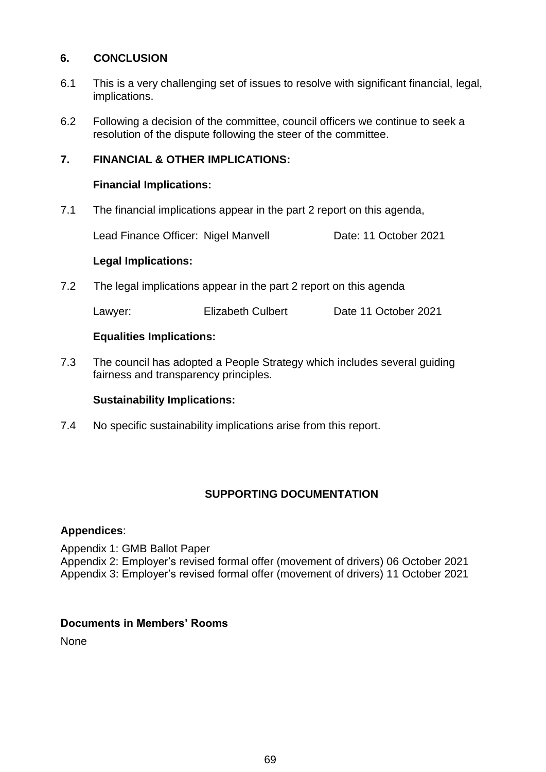## 6. CONCLUSION

6.1 This is a very challenging set of issues to resolve with significant financial, legal, implications.

6.2 Following a decision of the committee, council officers we continue to seek a resolution of the dispute following the steer of the committee.

## 7. FINANCIAL & OTHER IMPLICATIONS:

### Financial Implications:

7.1 The financial implications appear in the part 2 report on this agenda,

Lead Finance Officer: Nigel Manvell    Date: 11 October 2021

### Legal Implications:

7.2 The legal implications appear in the part 2 report on this agenda

Lawyer:    Elizabeth Culbert    Date 11 October 2021

### Equalities Implications:

7.3 The council has adopted a People Strategy which includes several guiding fairness and transparency principles.

### Sustainability Implications:

7.4 No specific sustainability implications arise from this report.

## SUPPORTING DOCUMENTATION

**Appendices**:

Appendix 1: GMB Ballot Paper
Appendix 2: Employer's revised formal offer (movement of drivers) 06 October 2021
Appendix 3: Employer's revised formal offer (movement of drivers) 11 October 2021

**Documents in Members' Rooms**

None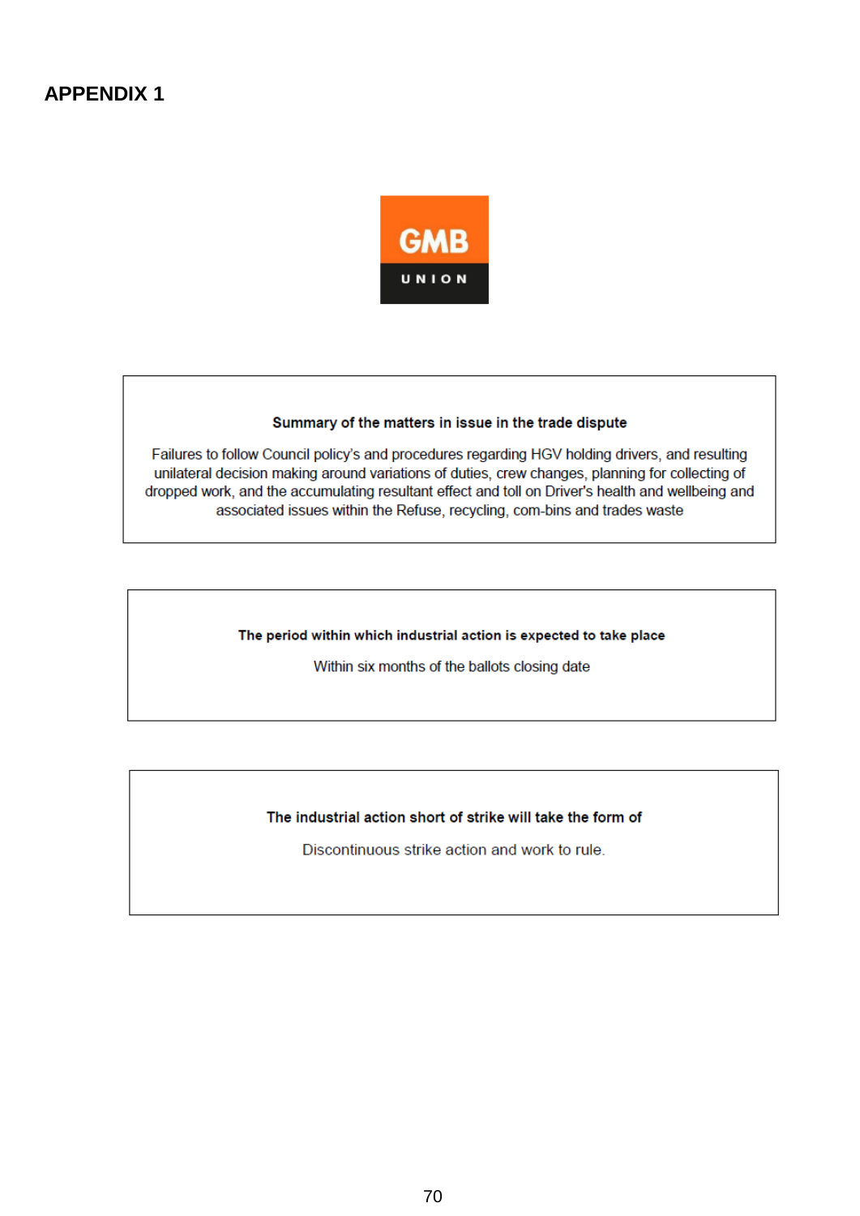# APPENDIX 1

GMB

UNION

**Summary of the matters in issue in the trade dispute**

Failures to follow Council policy's and procedures regarding HGV holding drivers, and resulting unilateral decision making around variations of duties, crew changes, planning for collecting of dropped work, and the accumulating resultant effect and toll on Driver's health and wellbeing and associated issues within the Refuse, recycling, com-bins and trades waste

**The period within which industrial action is expected to take place**

Within six months of the ballots closing date

**The industrial action short of strike will take the form of**

Discontinuous strike action and work to rule.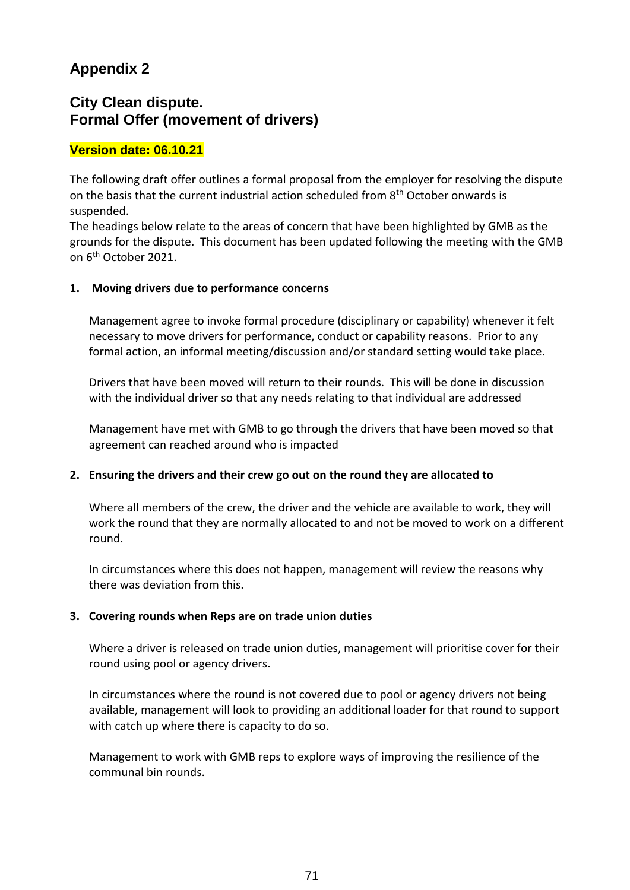## Appendix 2

## City Clean dispute.
## Formal Offer (movement of drivers)

**Version date: 06.10.21**

The following draft offer outlines a formal proposal from the employer for resolving the dispute on the basis that the current industrial action scheduled from 8th October onwards is suspended.
The headings below relate to the areas of concern that have been highlighted by GMB as the grounds for the dispute. This document has been updated following the meeting with the GMB on 6th October 2021.

**1. Moving drivers due to performance concerns**

Management agree to invoke formal procedure (disciplinary or capability) whenever it felt necessary to move drivers for performance, conduct or capability reasons. Prior to any formal action, an informal meeting/discussion and/or standard setting would take place.

Drivers that have been moved will return to their rounds. This will be done in discussion with the individual driver so that any needs relating to that individual are addressed

Management have met with GMB to go through the drivers that have been moved so that agreement can reached around who is impacted

**2. Ensuring the drivers and their crew go out on the round they are allocated to**

Where all members of the crew, the driver and the vehicle are available to work, they will work the round that they are normally allocated to and not be moved to work on a different round.

In circumstances where this does not happen, management will review the reasons why there was deviation from this.

**3. Covering rounds when Reps are on trade union duties**

Where a driver is released on trade union duties, management will prioritise cover for their round using pool or agency drivers.

In circumstances where the round is not covered due to pool or agency drivers not being available, management will look to providing an additional loader for that round to support with catch up where there is capacity to do so.

Management to work with GMB reps to explore ways of improving the resilience of the communal bin rounds.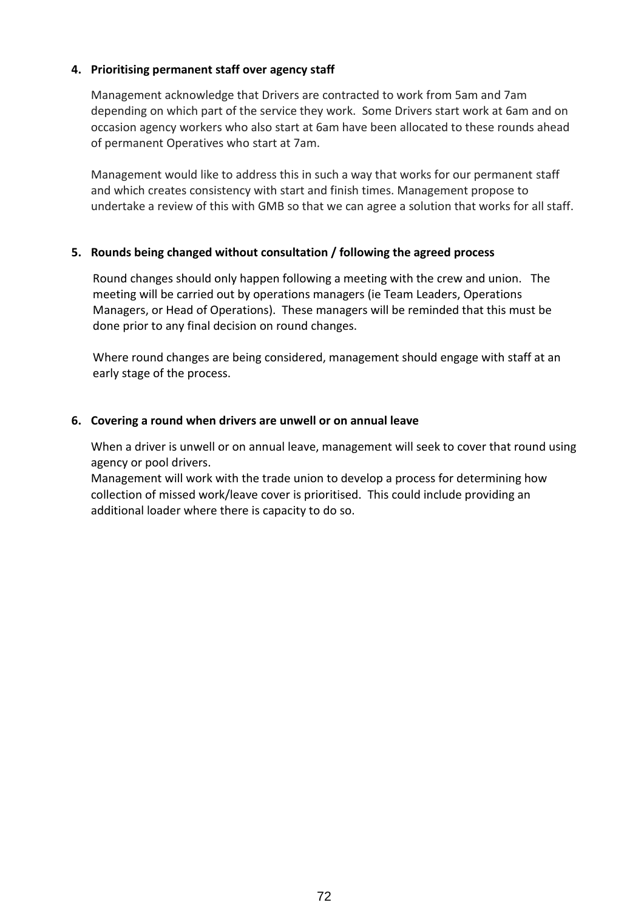4. **Prioritising permanent staff over agency staff**

   Management acknowledge that Drivers are contracted to work from 5am and 7am depending on which part of the service they work. Some Drivers start work at 6am and on occasion agency workers who also start at 6am have been allocated to these rounds ahead of permanent Operatives who start at 7am.

   Management would like to address this in such a way that works for our permanent staff and which creates consistency with start and finish times. Management propose to undertake a review of this with GMB so that we can agree a solution that works for all staff.

5. **Rounds being changed without consultation / following the agreed process**

   Round changes should only happen following a meeting with the crew and union. The meeting will be carried out by operations managers (ie Team Leaders, Operations Managers, or Head of Operations). These managers will be reminded that this must be done prior to any final decision on round changes.

   Where round changes are being considered, management should engage with staff at an early stage of the process.

6. **Covering a round when drivers are unwell or on annual leave**

   When a driver is unwell or on annual leave, management will seek to cover that round using agency or pool drivers.
   Management will work with the trade union to develop a process for determining how collection of missed work/leave cover is prioritised. This could include providing an additional loader where there is capacity to do so.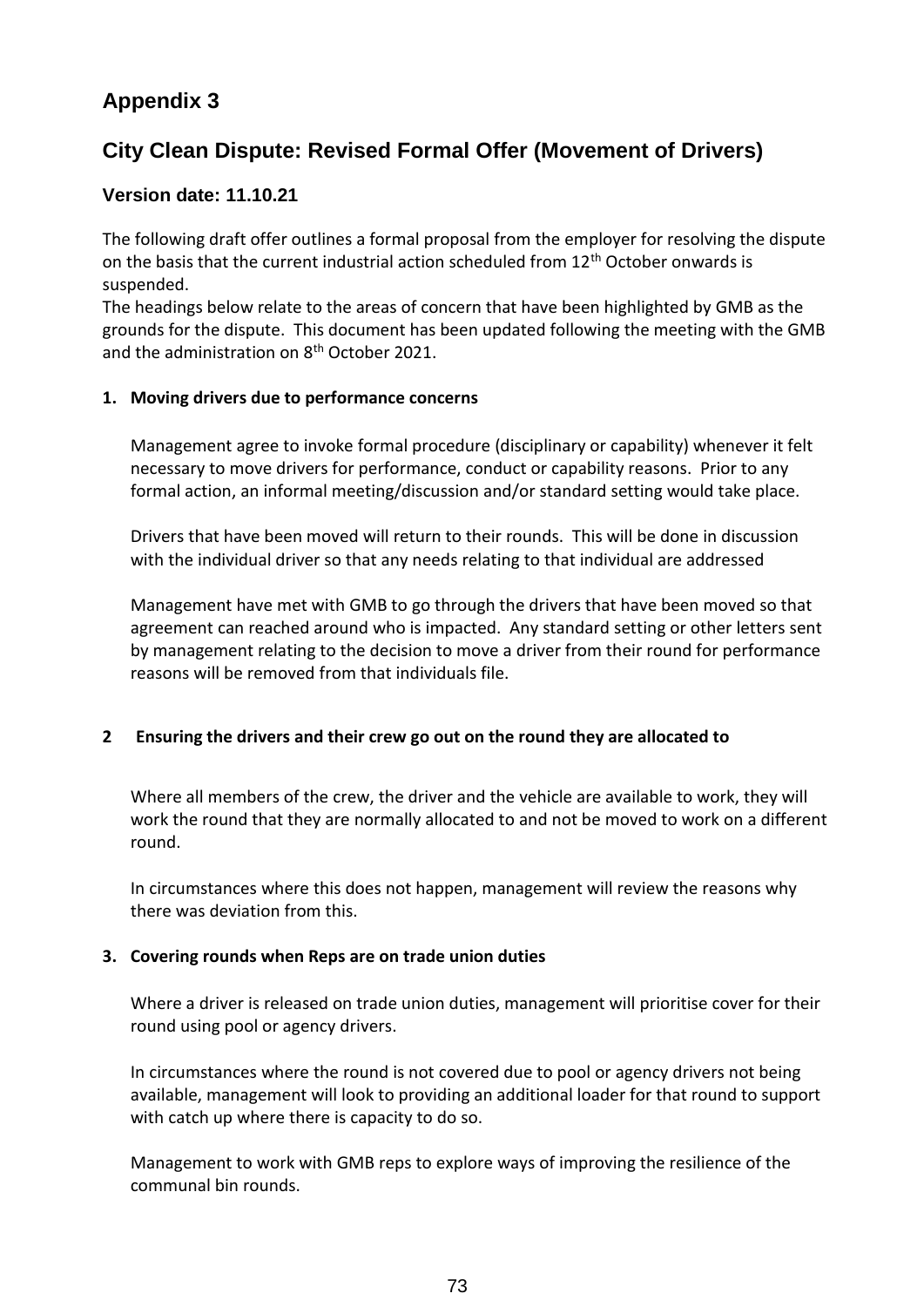# Appendix 3

## City Clean Dispute: Revised Formal Offer (Movement of Drivers)

### Version date: 11.10.21

The following draft offer outlines a formal proposal from the employer for resolving the dispute on the basis that the current industrial action scheduled from 12th October onwards is suspended.

The headings below relate to the areas of concern that have been highlighted by GMB as the grounds for the dispute. This document has been updated following the meeting with the GMB and the administration on 8th October 2021.

**1. Moving drivers due to performance concerns**

Management agree to invoke formal procedure (disciplinary or capability) whenever it felt necessary to move drivers for performance, conduct or capability reasons. Prior to any formal action, an informal meeting/discussion and/or standard setting would take place.

Drivers that have been moved will return to their rounds. This will be done in discussion with the individual driver so that any needs relating to that individual are addressed

Management have met with GMB to go through the drivers that have been moved so that agreement can reached around who is impacted. Any standard setting or other letters sent by management relating to the decision to move a driver from their round for performance reasons will be removed from that individuals file.

**2 Ensuring the drivers and their crew go out on the round they are allocated to**

Where all members of the crew, the driver and the vehicle are available to work, they will work the round that they are normally allocated to and not be moved to work on a different round.

In circumstances where this does not happen, management will review the reasons why there was deviation from this.

**3. Covering rounds when Reps are on trade union duties**

Where a driver is released on trade union duties, management will prioritise cover for their round using pool or agency drivers.

In circumstances where the round is not covered due to pool or agency drivers not being available, management will look to providing an additional loader for that round to support with catch up where there is capacity to do so.

Management to work with GMB reps to explore ways of improving the resilience of the communal bin rounds.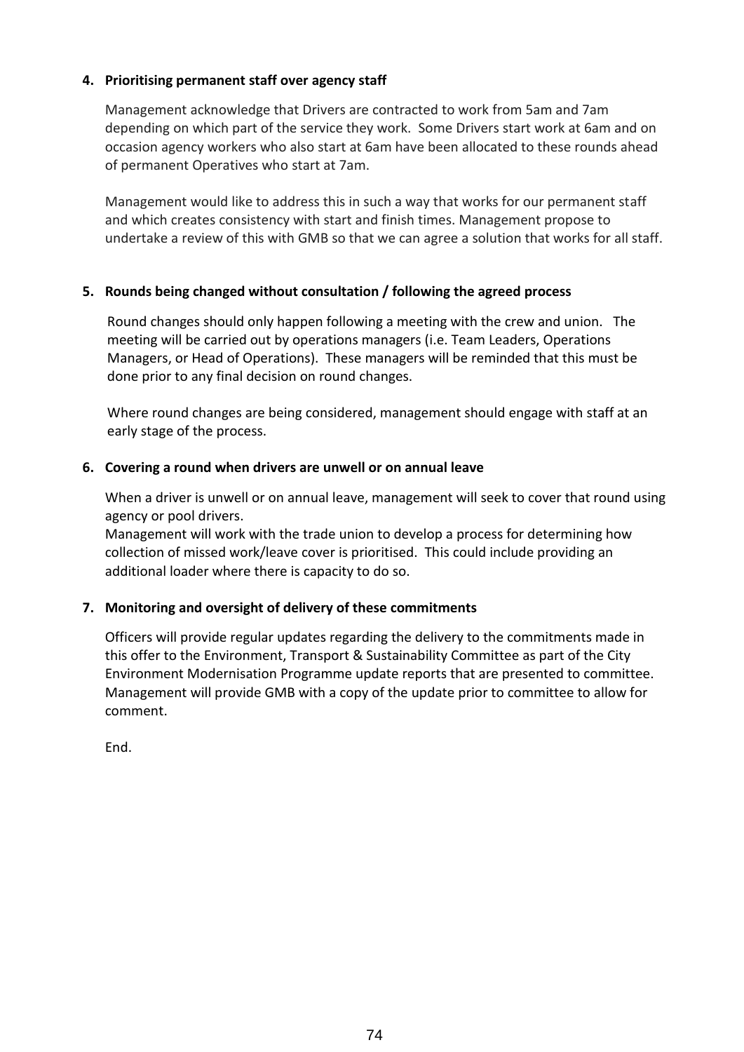**4. Prioritising permanent staff over agency staff**

Management acknowledge that Drivers are contracted to work from 5am and 7am depending on which part of the service they work. Some Drivers start work at 6am and on occasion agency workers who also start at 6am have been allocated to these rounds ahead of permanent Operatives who start at 7am.

Management would like to address this in such a way that works for our permanent staff and which creates consistency with start and finish times. Management propose to undertake a review of this with GMB so that we can agree a solution that works for all staff.

**5. Rounds being changed without consultation / following the agreed process**

Round changes should only happen following a meeting with the crew and union. The meeting will be carried out by operations managers (i.e. Team Leaders, Operations Managers, or Head of Operations). These managers will be reminded that this must be done prior to any final decision on round changes.

Where round changes are being considered, management should engage with staff at an early stage of the process.

**6. Covering a round when drivers are unwell or on annual leave**

When a driver is unwell or on annual leave, management will seek to cover that round using agency or pool drivers.
Management will work with the trade union to develop a process for determining how collection of missed work/leave cover is prioritised. This could include providing an additional loader where there is capacity to do so.

**7. Monitoring and oversight of delivery of these commitments**

Officers will provide regular updates regarding the delivery to the commitments made in this offer to the Environment, Transport & Sustainability Committee as part of the City Environment Modernisation Programme update reports that are presented to committee. Management will provide GMB with a copy of the update prior to committee to allow for comment.

End.